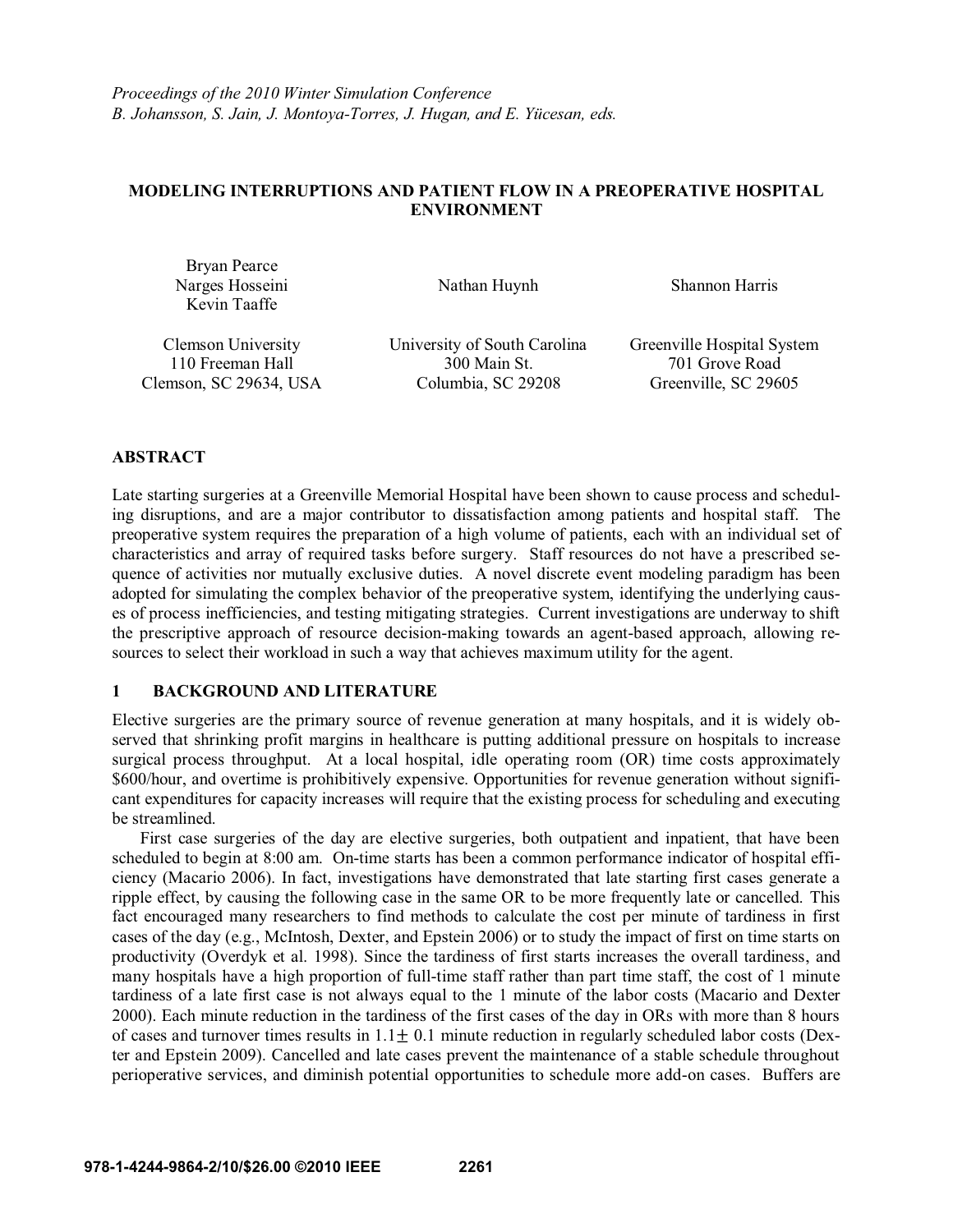*Proceedings of the 2010 Winter Simulation Conference*
*B. Johansson, S. Jain, J. Montoya-Torres, J. Hugan, and E. Yücesan, eds.*

# MODELING INTERRUPTIONS AND PATIENT FLOW IN A PREOPERATIVE HOSPITAL ENVIRONMENT

Bryan Pearce
Narges Hosseini
Kevin Taaffe

Clemson University
110 Freeman Hall
Clemson, SC 29634, USA

Nathan Huynh

University of South Carolina
300 Main St.
Columbia, SC 29208

Shannon Harris

Greenville Hospital System
701 Grove Road
Greenville, SC 29605

## ABSTRACT

Late starting surgeries at a Greenville Memorial Hospital have been shown to cause process and scheduling disruptions, and are a major contributor to dissatisfaction among patients and hospital staff. The preoperative system requires the preparation of a high volume of patients, each with an individual set of characteristics and array of required tasks before surgery. Staff resources do not have a prescribed sequence of activities nor mutually exclusive duties. A novel discrete event modeling paradigm has been adopted for simulating the complex behavior of the preoperative system, identifying the underlying causes of process inefficiencies, and testing mitigating strategies. Current investigations are underway to shift the prescriptive approach of resource decision-making towards an agent-based approach, allowing resources to select their workload in such a way that achieves maximum utility for the agent.

## 1 BACKGROUND AND LITERATURE

Elective surgeries are the primary source of revenue generation at many hospitals, and it is widely observed that shrinking profit margins in healthcare is putting additional pressure on hospitals to increase surgical process throughput. At a local hospital, idle operating room (OR) time costs approximately $600/hour, and overtime is prohibitively expensive. Opportunities for revenue generation without significant expenditures for capacity increases will require that the existing process for scheduling and executing be streamlined.

First case surgeries of the day are elective surgeries, both outpatient and inpatient, that have been scheduled to begin at 8:00 am. On-time starts has been a common performance indicator of hospital efficiency (Macario 2006). In fact, investigations have demonstrated that late starting first cases generate a ripple effect, by causing the following case in the same OR to be more frequently late or cancelled. This fact encouraged many researchers to find methods to calculate the cost per minute of tardiness in first cases of the day (e.g., McIntosh, Dexter, and Epstein 2006) or to study the impact of first on time starts on productivity (Overdyk et al. 1998). Since the tardiness of first starts increases the overall tardiness, and many hospitals have a high proportion of full-time staff rather than part time staff, the cost of 1 minute tardiness of a late first case is not always equal to the 1 minute of the labor costs (Macario and Dexter 2000). Each minute reduction in the tardiness of the first cases of the day in ORs with more than 8 hours of cases and turnover times results in $1.1 \pm 0.1$ minute reduction in regularly scheduled labor costs (Dexter and Epstein 2009). Cancelled and late cases prevent the maintenance of a stable schedule throughout perioperative services, and diminish potential opportunities to schedule more add-on cases. Buffers are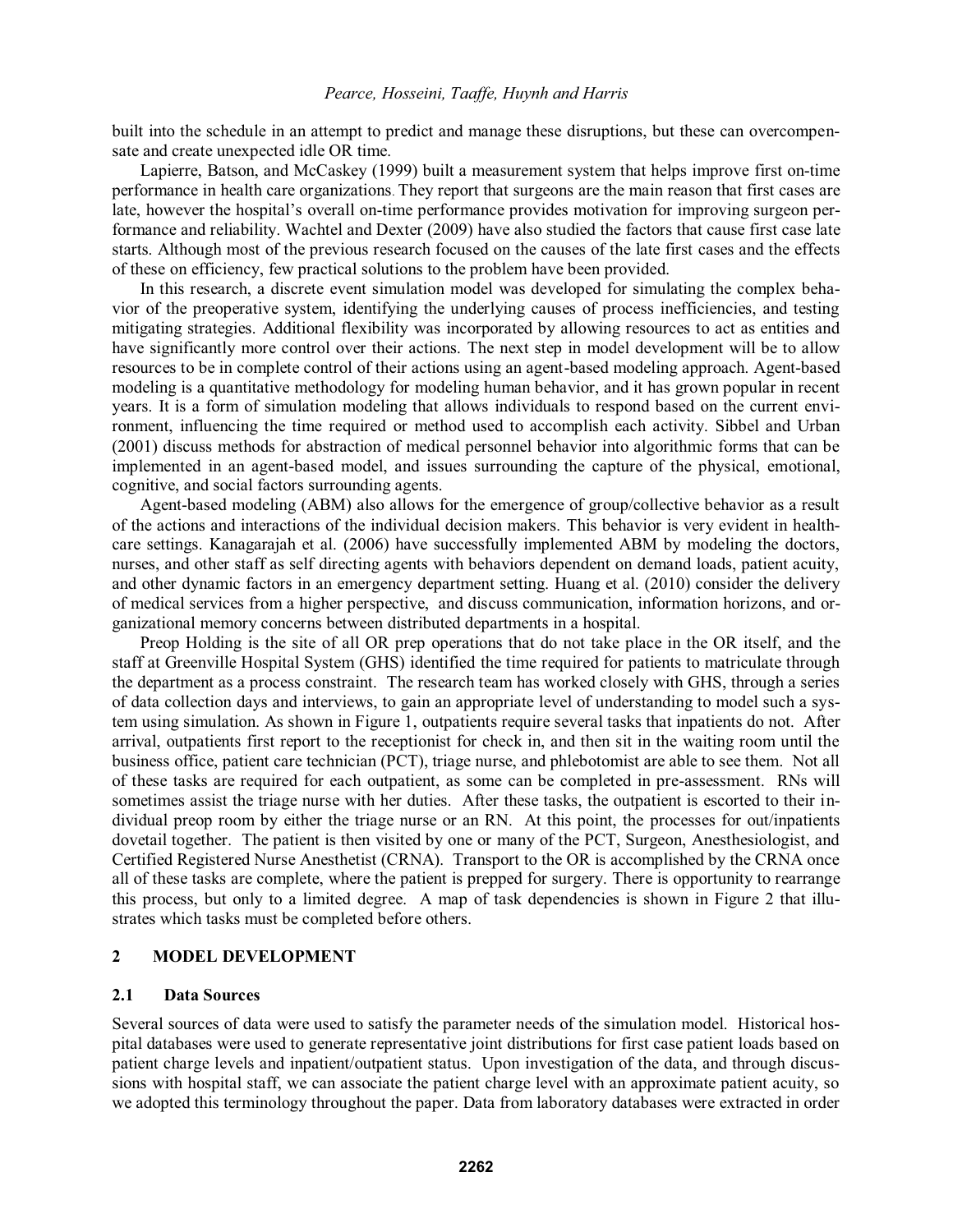built into the schedule in an attempt to predict and manage these disruptions, but these can overcompensate and create unexpected idle OR time.

Lapierre, Batson, and McCaskey (1999) built a measurement system that helps improve first on-time performance in health care organizations. They report that surgeons are the main reason that first cases are late, however the hospital's overall on-time performance provides motivation for improving surgeon performance and reliability. Wachtel and Dexter (2009) have also studied the factors that cause first case late starts. Although most of the previous research focused on the causes of the late first cases and the effects of these on efficiency, few practical solutions to the problem have been provided.

In this research, a discrete event simulation model was developed for simulating the complex behavior of the preoperative system, identifying the underlying causes of process inefficiencies, and testing mitigating strategies. Additional flexibility was incorporated by allowing resources to act as entities and have significantly more control over their actions. The next step in model development will be to allow resources to be in complete control of their actions using an agent-based modeling approach. Agent-based modeling is a quantitative methodology for modeling human behavior, and it has grown popular in recent years. It is a form of simulation modeling that allows individuals to respond based on the current environment, influencing the time required or method used to accomplish each activity. Sibbel and Urban (2001) discuss methods for abstraction of medical personnel behavior into algorithmic forms that can be implemented in an agent-based model, and issues surrounding the capture of the physical, emotional, cognitive, and social factors surrounding agents.

Agent-based modeling (ABM) also allows for the emergence of group/collective behavior as a result of the actions and interactions of the individual decision makers. This behavior is very evident in healthcare settings. Kanagarajah et al. (2006) have successfully implemented ABM by modeling the doctors, nurses, and other staff as self directing agents with behaviors dependent on demand loads, patient acuity, and other dynamic factors in an emergency department setting. Huang et al. (2010) consider the delivery of medical services from a higher perspective, and discuss communication, information horizons, and organizational memory concerns between distributed departments in a hospital.

Preop Holding is the site of all OR prep operations that do not take place in the OR itself, and the staff at Greenville Hospital System (GHS) identified the time required for patients to matriculate through the department as a process constraint. The research team has worked closely with GHS, through a series of data collection days and interviews, to gain an appropriate level of understanding to model such a system using simulation. As shown in Figure 1, outpatients require several tasks that inpatients do not. After arrival, outpatients first report to the receptionist for check in, and then sit in the waiting room until the business office, patient care technician (PCT), triage nurse, and phlebotomist are able to see them. Not all of these tasks are required for each outpatient, as some can be completed in pre-assessment. RNs will sometimes assist the triage nurse with her duties. After these tasks, the outpatient is escorted to their individual preop room by either the triage nurse or an RN. At this point, the processes for out/inpatients dovetail together. The patient is then visited by one or many of the PCT, Surgeon, Anesthesiologist, and Certified Registered Nurse Anesthetist (CRNA). Transport to the OR is accomplished by the CRNA once all of these tasks are complete, where the patient is prepped for surgery. There is opportunity to rearrange this process, but only to a limited degree. A map of task dependencies is shown in Figure 2 that illustrates which tasks must be completed before others.

## 2 MODEL DEVELOPMENT

### 2.1 Data Sources

Several sources of data were used to satisfy the parameter needs of the simulation model. Historical hospital databases were used to generate representative joint distributions for first case patient loads based on patient charge levels and inpatient/outpatient status. Upon investigation of the data, and through discussions with hospital staff, we can associate the patient charge level with an approximate patient acuity, so we adopted this terminology throughout the paper. Data from laboratory databases were extracted in order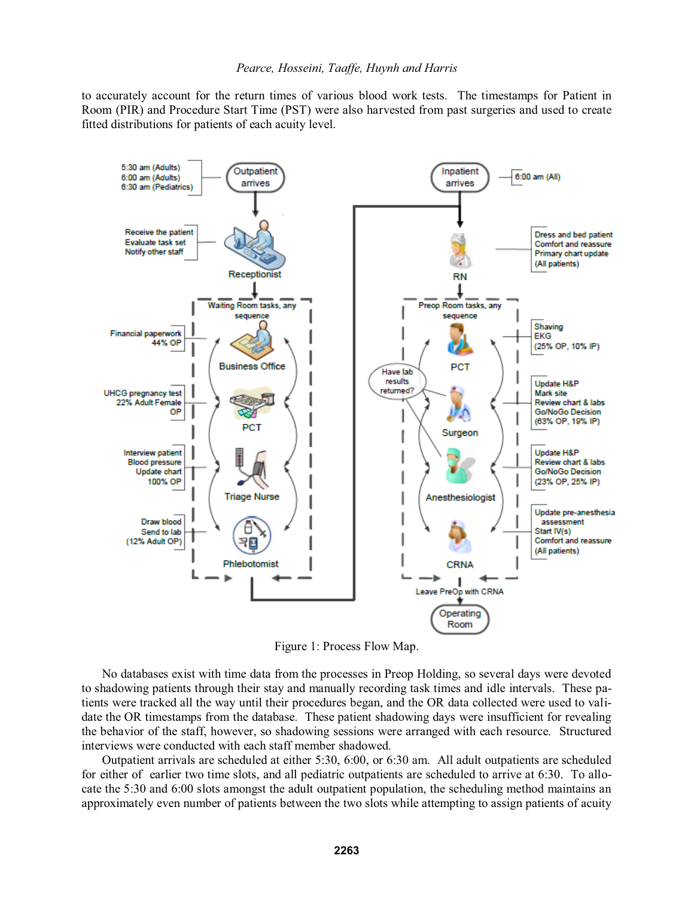to accurately account for the return times of various blood work tests. The timestamps for Patient in Room (PIR) and Procedure Start Time (PST) were also harvested from past surgeries and used to create fitted distributions for patients of each acuity level.

Figure 1: Process Flow Map.

No databases exist with time data from the processes in Preop Holding, so several days were devoted to shadowing patients through their stay and manually recording task times and idle intervals. These patients were tracked all the way until their procedures began, and the OR data collected were used to validate the OR timestamps from the database. These patient shadowing days were insufficient for revealing the behavior of the staff, however, so shadowing sessions were arranged with each resource. Structured interviews were conducted with each staff member shadowed.

Outpatient arrivals are scheduled at either 5:30, 6:00, or 6:30 am. All adult outpatients are scheduled for either of earlier two time slots, and all pediatric outpatients are scheduled to arrive at 6:30. To allocate the 5:30 and 6:00 slots amongst the adult outpatient population, the scheduling method maintains an approximately even number of patients between the two slots while attempting to assign patients of acuity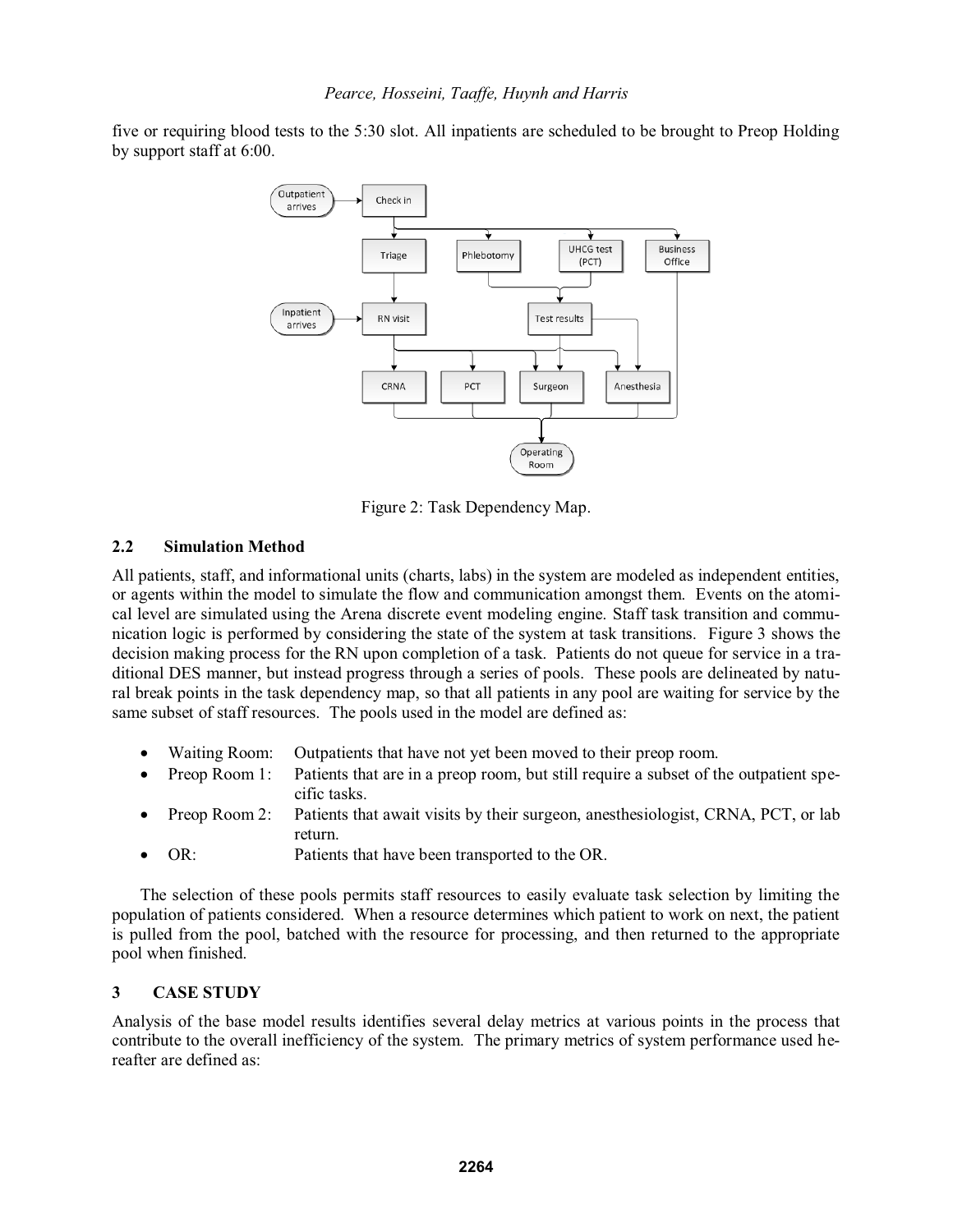five or requiring blood tests to the 5:30 slot. All inpatients are scheduled to be brought to Preop Holding by support staff at 6:00.

Figure 2: Task Dependency Map.

### 2.2 Simulation Method

All patients, staff, and informational units (charts, labs) in the system are modeled as independent entities, or agents within the model to simulate the flow and communication amongst them. Events on the atomical level are simulated using the Arena discrete event modeling engine. Staff task transition and communication logic is performed by considering the state of the system at task transitions. Figure 3 shows the decision making process for the RN upon completion of a task. Patients do not queue for service in a traditional DES manner, but instead progress through a series of pools. These pools are delineated by natural break points in the task dependency map, so that all patients in any pool are waiting for service by the same subset of staff resources. The pools used in the model are defined as:

- Waiting Room: Outpatients that have not yet been moved to their preop room.
- Preop Room 1: Patients that are in a preop room, but still require a subset of the outpatient specific tasks.
- Preop Room 2: Patients that await visits by their surgeon, anesthesiologist, CRNA, PCT, or lab return.
- OR: Patients that have been transported to the OR.

The selection of these pools permits staff resources to easily evaluate task selection by limiting the population of patients considered. When a resource determines which patient to work on next, the patient is pulled from the pool, batched with the resource for processing, and then returned to the appropriate pool when finished.

## 3 CASE STUDY

Analysis of the base model results identifies several delay metrics at various points in the process that contribute to the overall inefficiency of the system. The primary metrics of system performance used hereafter are defined as: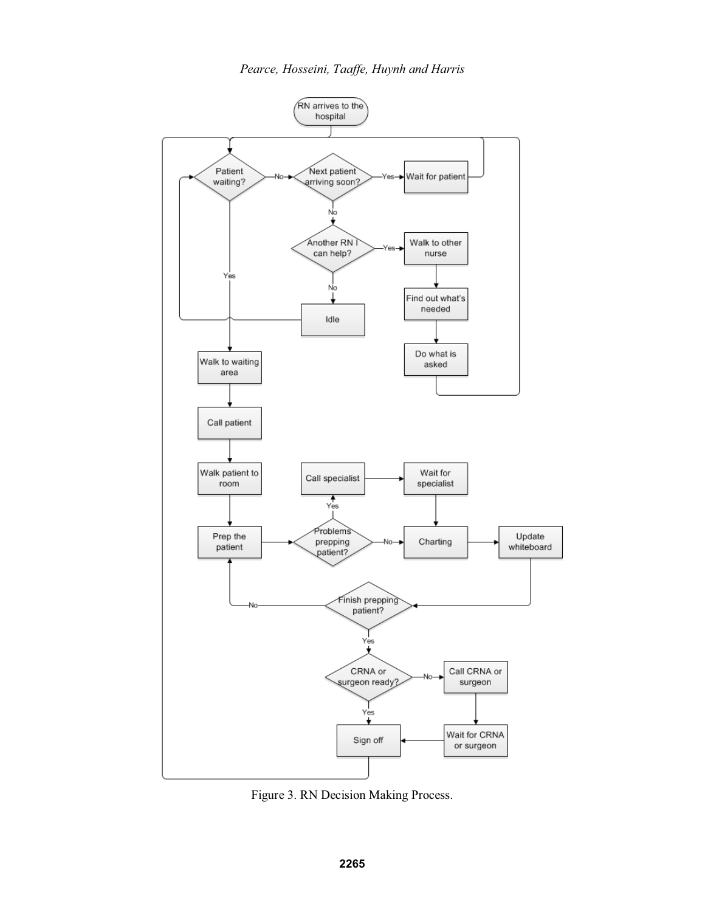Figure 3. RN Decision Making Process.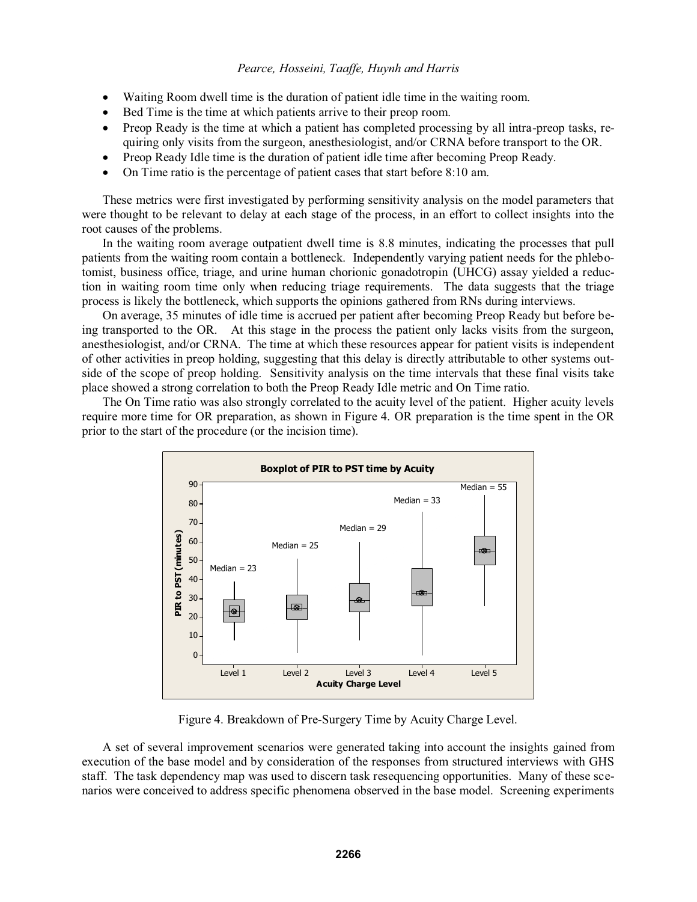- Waiting Room dwell time is the duration of patient idle time in the waiting room.
- Bed Time is the time at which patients arrive to their preop room.
- Preop Ready is the time at which a patient has completed processing by all intra-preop tasks, requiring only visits from the surgeon, anesthesiologist, and/or CRNA before transport to the OR.
- Preop Ready Idle time is the duration of patient idle time after becoming Preop Ready.
- On Time ratio is the percentage of patient cases that start before 8:10 am.

These metrics were first investigated by performing sensitivity analysis on the model parameters that were thought to be relevant to delay at each stage of the process, in an effort to collect insights into the root causes of the problems.

In the waiting room average outpatient dwell time is 8.8 minutes, indicating the processes that pull patients from the waiting room contain a bottleneck. Independently varying patient needs for the phlebotomist, business office, triage, and urine human chorionic gonadotropin (UHCG) assay yielded a reduction in waiting room time only when reducing triage requirements. The data suggests that the triage process is likely the bottleneck, which supports the opinions gathered from RNs during interviews.

On average, 35 minutes of idle time is accrued per patient after becoming Preop Ready but before being transported to the OR. At this stage in the process the patient only lacks visits from the surgeon, anesthesiologist, and/or CRNA. The time at which these resources appear for patient visits is independent of other activities in preop holding, suggesting that this delay is directly attributable to other systems outside of the scope of preop holding. Sensitivity analysis on the time intervals that these final visits take place showed a strong correlation to both the Preop Ready Idle metric and On Time ratio.

The On Time ratio was also strongly correlated to the acuity level of the patient. Higher acuity levels require more time for OR preparation, as shown in Figure 4. OR preparation is the time spent in the OR prior to the start of the procedure (or the incision time).

Figure 4. Breakdown of Pre-Surgery Time by Acuity Charge Level.

A set of several improvement scenarios were generated taking into account the insights gained from execution of the base model and by consideration of the responses from structured interviews with GHS staff. The task dependency map was used to discern task resequencing opportunities. Many of these scenarios were conceived to address specific phenomena observed in the base model. Screening experiments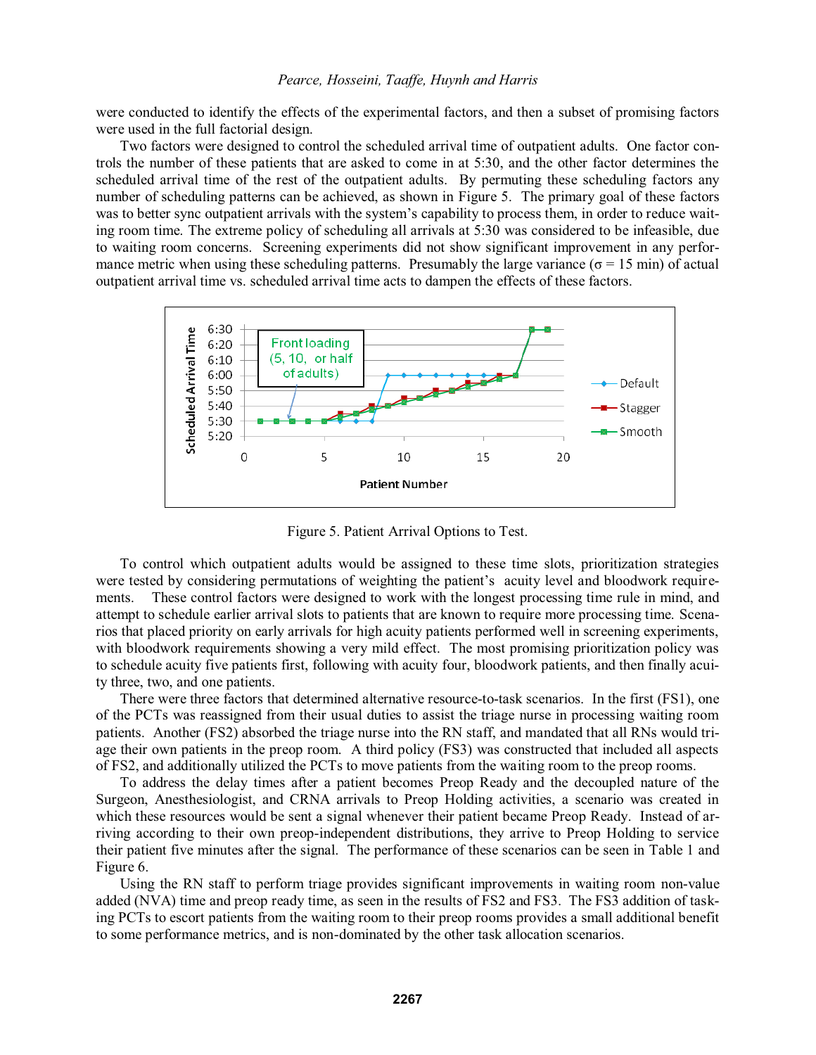were conducted to identify the effects of the experimental factors, and then a subset of promising factors were used in the full factorial design.

Two factors were designed to control the scheduled arrival time of outpatient adults. One factor controls the number of these patients that are asked to come in at 5:30, and the other factor determines the scheduled arrival time of the rest of the outpatient adults. By permuting these scheduling factors any number of scheduling patterns can be achieved, as shown in Figure 5. The primary goal of these factors was to better sync outpatient arrivals with the system's capability to process them, in order to reduce waiting room time. The extreme policy of scheduling all arrivals at 5:30 was considered to be infeasible, due to waiting room concerns. Screening experiments did not show significant improvement in any performance metric when using these scheduling patterns. Presumably the large variance ($\sigma$ = 15 min) of actual outpatient arrival time vs. scheduled arrival time acts to dampen the effects of these factors.

Figure 5. Patient Arrival Options to Test.

To control which outpatient adults would be assigned to these time slots, prioritization strategies were tested by considering permutations of weighting the patient's acuity level and bloodwork requirements. These control factors were designed to work with the longest processing time rule in mind, and attempt to schedule earlier arrival slots to patients that are known to require more processing time. Scenarios that placed priority on early arrivals for high acuity patients performed well in screening experiments, with bloodwork requirements showing a very mild effect. The most promising prioritization policy was to schedule acuity five patients first, following with acuity four, bloodwork patients, and then finally acuity three, two, and one patients.

There were three factors that determined alternative resource-to-task scenarios. In the first (FS1), one of the PCTs was reassigned from their usual duties to assist the triage nurse in processing waiting room patients. Another (FS2) absorbed the triage nurse into the RN staff, and mandated that all RNs would triage their own patients in the preop room. A third policy (FS3) was constructed that included all aspects of FS2, and additionally utilized the PCTs to move patients from the waiting room to the preop rooms.

To address the delay times after a patient becomes Preop Ready and the decoupled nature of the Surgeon, Anesthesiologist, and CRNA arrivals to Preop Holding activities, a scenario was created in which these resources would be sent a signal whenever their patient became Preop Ready. Instead of arriving according to their own preop-independent distributions, they arrive to Preop Holding to service their patient five minutes after the signal. The performance of these scenarios can be seen in Table 1 and Figure 6.

Using the RN staff to perform triage provides significant improvements in waiting room non-value added (NVA) time and preop ready time, as seen in the results of FS2 and FS3. The FS3 addition of tasking PCTs to escort patients from the waiting room to their preop rooms provides a small additional benefit to some performance metrics, and is non-dominated by the other task allocation scenarios.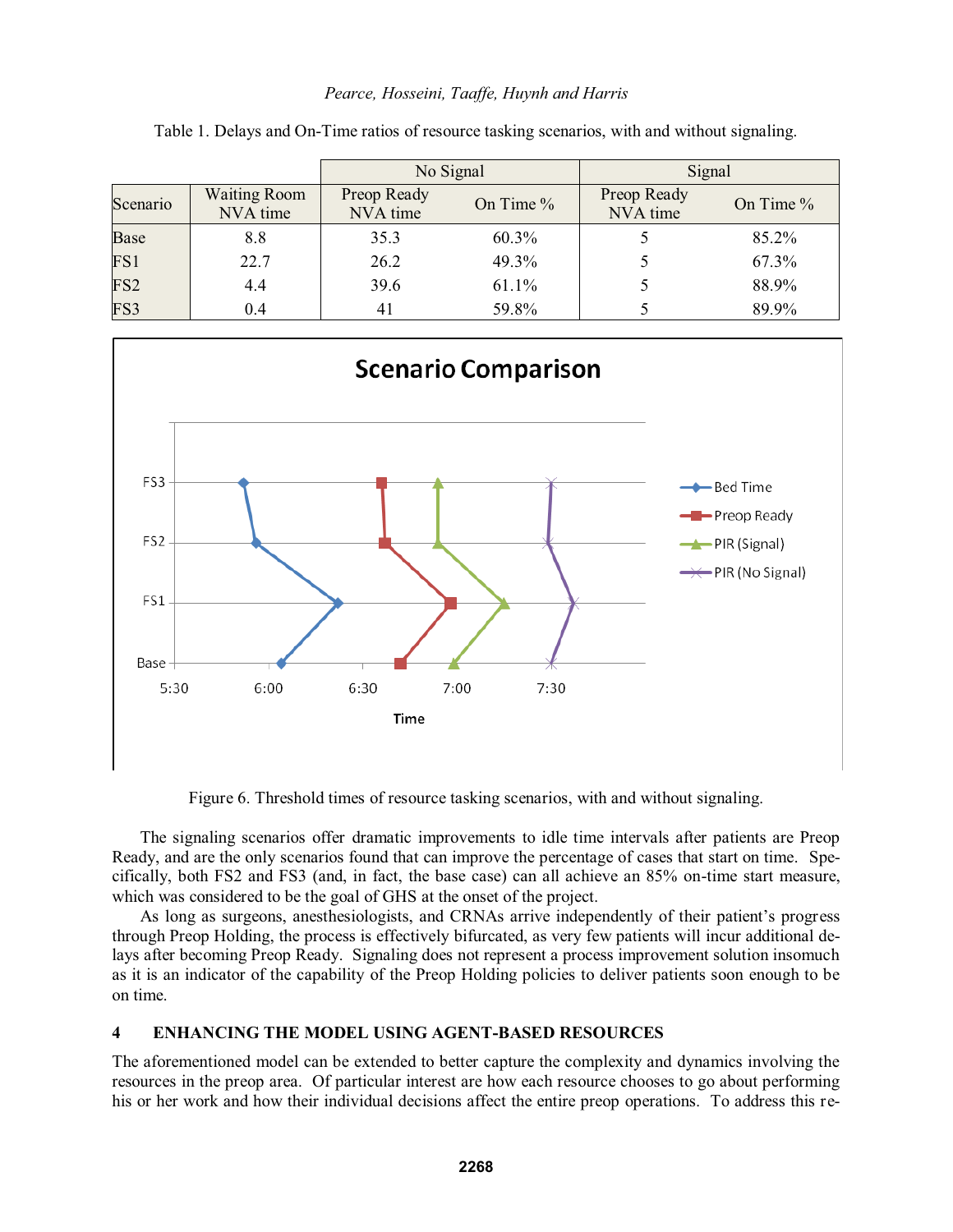Table 1. Delays and On-Time ratios of resource tasking scenarios, with and without signaling.

| Scenario | Waiting Room NVA time | No Signal | | Signal | |
|---|---|---|---|---|---|
| | | Preop Ready NVA time | On Time % | Preop Ready NVA time | On Time % |
| Base | 8.8 | 35.3 | 60.3% | 5 | 85.2% |
| FS1 | 22.7 | 26.2 | 49.3% | 5 | 67.3% |
| FS2 | 4.4 | 39.6 | 61.1% | 5 | 88.9% |
| FS3 | 0.4 | 41 | 59.8% | 5 | 89.9% |

Figure 6. Threshold times of resource tasking scenarios, with and without signaling.

The signaling scenarios offer dramatic improvements to idle time intervals after patients are Preop Ready, and are the only scenarios found that can improve the percentage of cases that start on time. Specifically, both FS2 and FS3 (and, in fact, the base case) can all achieve an 85% on-time start measure, which was considered to be the goal of GHS at the onset of the project.

As long as surgeons, anesthesiologists, and CRNAs arrive independently of their patient's progress through Preop Holding, the process is effectively bifurcated, as very few patients will incur additional delays after becoming Preop Ready. Signaling does not represent a process improvement solution insomuch as it is an indicator of the capability of the Preop Holding policies to deliver patients soon enough to be on time.

## 4 ENHANCING THE MODEL USING AGENT-BASED RESOURCES

The aforementioned model can be extended to better capture the complexity and dynamics involving the resources in the preop area. Of particular interest are how each resource chooses to go about performing his or her work and how their individual decisions affect the entire preop operations. To address this re-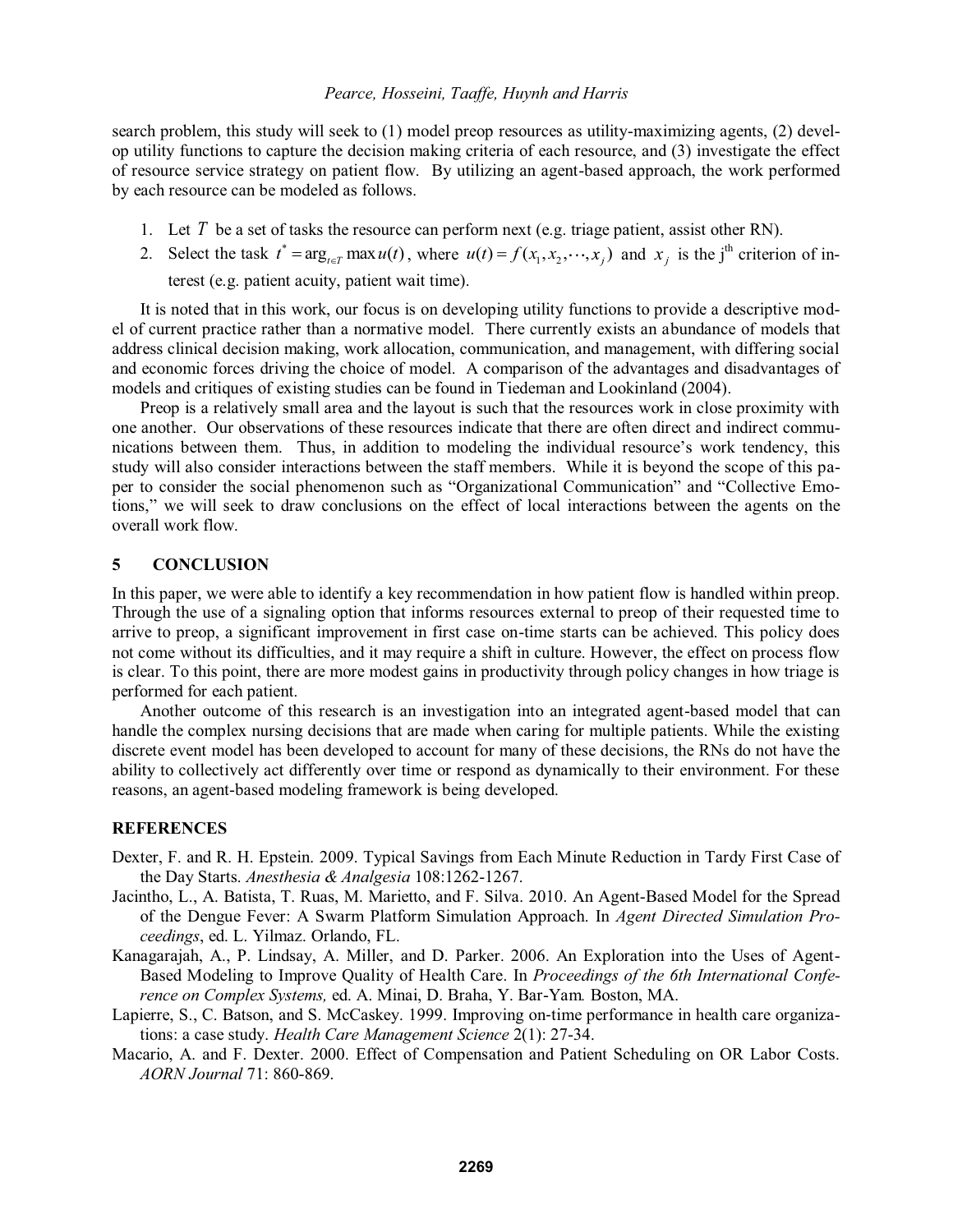search problem, this study will seek to (1) model preop resources as utility-maximizing agents, (2) develop utility functions to capture the decision making criteria of each resource, and (3) investigate the effect of resource service strategy on patient flow. By utilizing an agent-based approach, the work performed by each resource can be modeled as follows.

1. Let $T$ be a set of tasks the resource can perform next (e.g. triage patient, assist other RN).
2. Select the task $t^* = \arg_{t \in T} \max u(t)$, where $u(t) = f(x_1, x_2, \cdots, x_j)$ and $x_j$ is the j[th] criterion of interest (e.g. patient acuity, patient wait time).

It is noted that in this work, our focus is on developing utility functions to provide a descriptive model of current practice rather than a normative model. There currently exists an abundance of models that address clinical decision making, work allocation, communication, and management, with differing social and economic forces driving the choice of model. A comparison of the advantages and disadvantages of models and critiques of existing studies can be found in Tiedeman and Lookinland (2004).

Preop is a relatively small area and the layout is such that the resources work in close proximity with one another. Our observations of these resources indicate that there are often direct and indirect communications between them. Thus, in addition to modeling the individual resource's work tendency, this study will also consider interactions between the staff members. While it is beyond the scope of this paper to consider the social phenomenon such as "Organizational Communication" and "Collective Emotions," we will seek to draw conclusions on the effect of local interactions between the agents on the overall work flow.

## 5 CONCLUSION

In this paper, we were able to identify a key recommendation in how patient flow is handled within preop. Through the use of a signaling option that informs resources external to preop of their requested time to arrive to preop, a significant improvement in first case on-time starts can be achieved. This policy does not come without its difficulties, and it may require a shift in culture. However, the effect on process flow is clear. To this point, there are more modest gains in productivity through policy changes in how triage is performed for each patient.

Another outcome of this research is an investigation into an integrated agent-based model that can handle the complex nursing decisions that are made when caring for multiple patients. While the existing discrete event model has been developed to account for many of these decisions, the RNs do not have the ability to collectively act differently over time or respond as dynamically to their environment. For these reasons, an agent-based modeling framework is being developed.

## REFERENCES

Dexter, F. and R. H. Epstein. 2009. Typical Savings from Each Minute Reduction in Tardy First Case of the Day Starts. *Anesthesia & Analgesia* 108:1262-1267.

Jacintho, L., A. Batista, T. Ruas, M. Marietto, and F. Silva. 2010. An Agent-Based Model for the Spread of the Dengue Fever: A Swarm Platform Simulation Approach. In *Agent Directed Simulation Proceedings*, ed. L. Yilmaz. Orlando, FL.

Kanagarajah, A., P. Lindsay, A. Miller, and D. Parker. 2006. An Exploration into the Uses of Agent-Based Modeling to Improve Quality of Health Care. In *Proceedings of the 6th International Conference on Complex Systems,* ed. A. Minai, D. Braha, Y. Bar-Yam. Boston, MA.

Lapierre, S., C. Batson, and S. McCaskey. 1999. Improving on-time performance in health care organizations: a case study. *Health Care Management Science* 2(1): 27-34.

Macario, A. and F. Dexter. 2000. Effect of Compensation and Patient Scheduling on OR Labor Costs. *AORN Journal* 71: 860-869.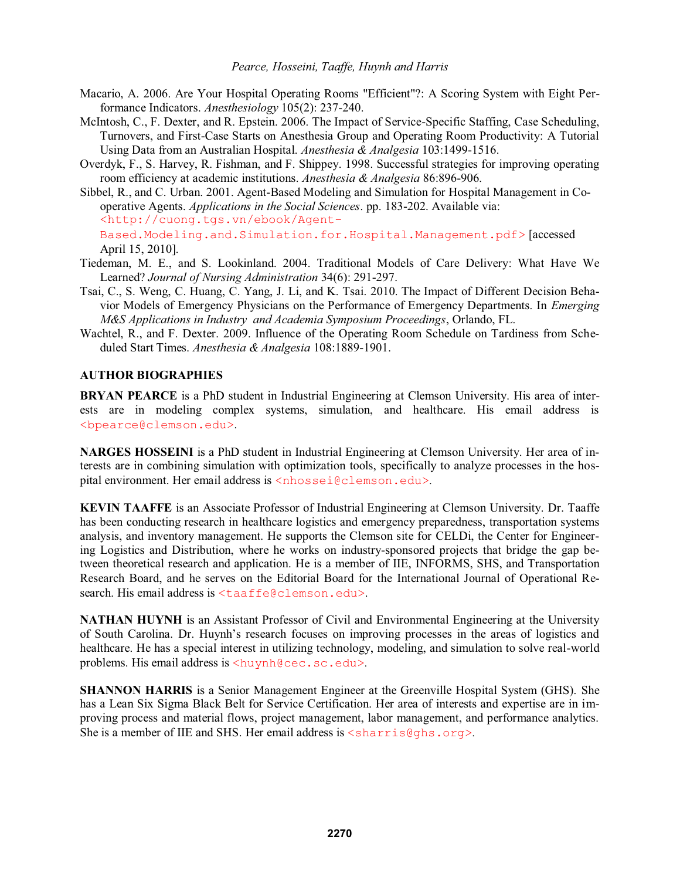Macario, A. 2006. Are Your Hospital Operating Rooms "Efficient"?: A Scoring System with Eight Performance Indicators. *Anesthesiology* 105(2): 237-240.

McIntosh, C., F. Dexter, and R. Epstein. 2006. The Impact of Service-Specific Staffing, Case Scheduling, Turnovers, and First-Case Starts on Anesthesia Group and Operating Room Productivity: A Tutorial Using Data from an Australian Hospital. *Anesthesia & Analgesia* 103:1499-1516.

Overdyk, F., S. Harvey, R. Fishman, and F. Shippey. 1998. Successful strategies for improving operating room efficiency at academic institutions. *Anesthesia & Analgesia* 86:896-906.

Sibbel, R., and C. Urban. 2001. Agent-Based Modeling and Simulation for Hospital Management in Cooperative Agents. *Applications in the Social Sciences*. pp. 183-202. Available via: <http://cuong.tgs.vn/ebook/Agent-Based.Modeling.and.Simulation.for.Hospital.Management.pdf> [accessed April 15, 2010].

Tiedeman, M. E., and S. Lookinland. 2004. Traditional Models of Care Delivery: What Have We Learned? *Journal of Nursing Administration* 34(6): 291-297.

Tsai, C., S. Weng, C. Huang, C. Yang, J. Li, and K. Tsai. 2010. The Impact of Different Decision Behavior Models of Emergency Physicians on the Performance of Emergency Departments. In *Emerging M&S Applications in Industry and Academia Symposium Proceedings*, Orlando, FL.

Wachtel, R., and F. Dexter. 2009. Influence of the Operating Room Schedule on Tardiness from Scheduled Start Times. *Anesthesia & Analgesia* 108:1889-1901.

## AUTHOR BIOGRAPHIES

**BRYAN PEARCE** is a PhD student in Industrial Engineering at Clemson University. His area of interests are in modeling complex systems, simulation, and healthcare. His email address is <bpearce@clemson.edu>.

**NARGES HOSSEINI** is a PhD student in Industrial Engineering at Clemson University. Her area of interests are in combining simulation with optimization tools, specifically to analyze processes in the hospital environment. Her email address is <nhossei@clemson.edu>.

**KEVIN TAAFFE** is an Associate Professor of Industrial Engineering at Clemson University. Dr. Taaffe has been conducting research in healthcare logistics and emergency preparedness, transportation systems analysis, and inventory management. He supports the Clemson site for CELDi, the Center for Engineering Logistics and Distribution, where he works on industry-sponsored projects that bridge the gap between theoretical research and application. He is a member of IIE, INFORMS, SHS, and Transportation Research Board, and he serves on the Editorial Board for the International Journal of Operational Research. His email address is <taaffe@clemson.edu>.

**NATHAN HUYNH** is an Assistant Professor of Civil and Environmental Engineering at the University of South Carolina. Dr. Huynh's research focuses on improving processes in the areas of logistics and healthcare. He has a special interest in utilizing technology, modeling, and simulation to solve real-world problems. His email address is <huynh@cec.sc.edu>.

**SHANNON HARRIS** is a Senior Management Engineer at the Greenville Hospital System (GHS). She has a Lean Six Sigma Black Belt for Service Certification. Her area of interests and expertise are in improving process and material flows, project management, labor management, and performance analytics. She is a member of IIE and SHS. Her email address is <sharris@ghs.org>.